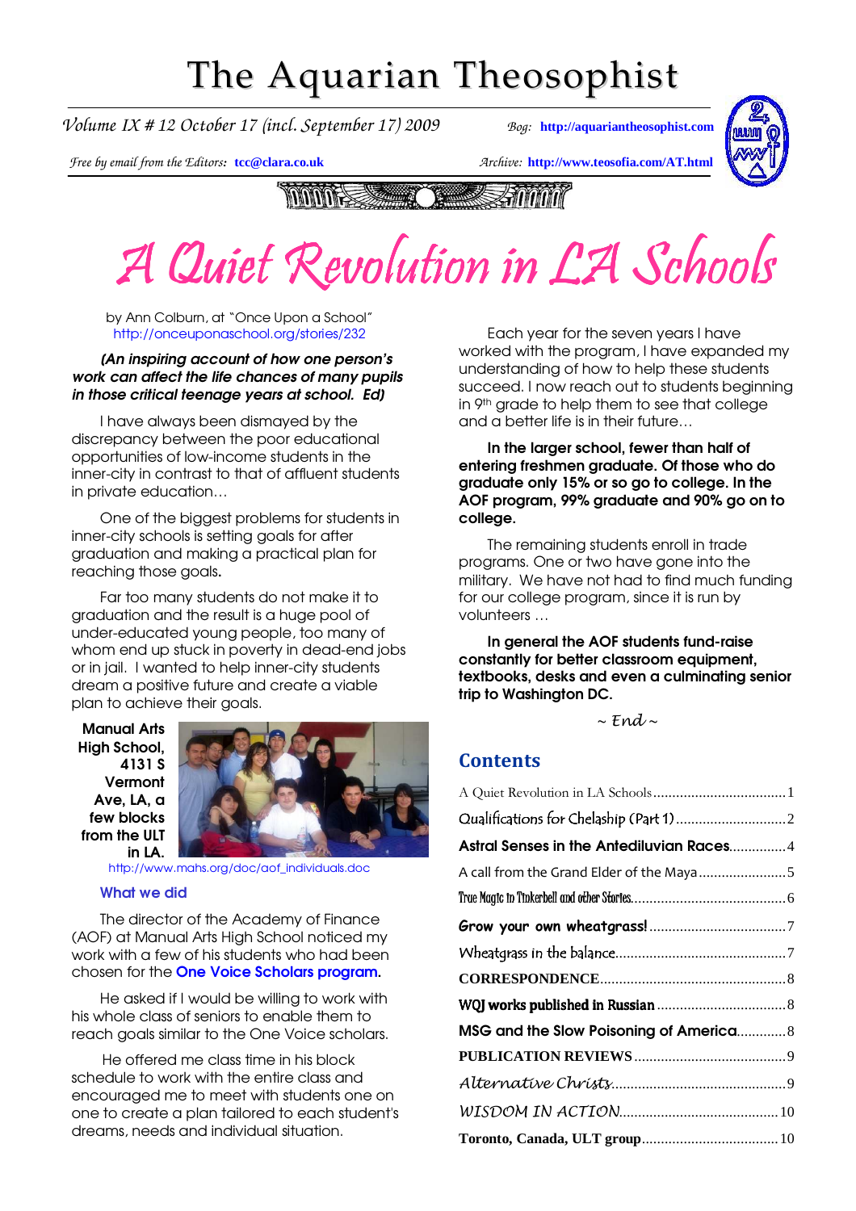# The Aquarian Theosophist

*Volume IX # 12 October 17 (incl. September 17) 2009*

*Bog:* **http://aquariantheosophist.com**

*Free by email from the Editors:* **tcc@clara.co.uk**

*Archive:* **http://www.teosofia.com/AT.html**

# *A Quiet Revolution in LA Schools*

by Ann Colburn, at "Once Upon a School"
http://onceuponaschool.org/stories/232

***(An inspiring account of how one person's work can affect the life chances of many pupils in those critical teenage years at school. Ed)***

I have always been dismayed by the discrepancy between the poor educational opportunities of low-income students in the inner-city in contrast to that of affluent students in private education…

One of the biggest problems for students in inner-city schools is setting goals for after graduation and making a practical plan for reaching those goals.

Far too many students do not make it to graduation and the result is a huge pool of under-educated young people, too many of whom end up stuck in poverty in dead-end jobs or in jail. I wanted to help inner-city students dream a positive future and create a viable plan to achieve their goals.

**Manual Arts High School, 4131 S Vermont Ave, LA, a few blocks from the ULT in LA.**

http://www.mahs.org/doc/aof_individuals.doc

### What we did

The director of the Academy of Finance (AOF) at Manual Arts High School noticed my work with a few of his students who had been chosen for the **One Voice Scholars program**.

He asked if I would be willing to work with his whole class of seniors to enable them to reach goals similar to the One Voice scholars.

He offered me class time in his block schedule to work with the entire class and encouraged me to meet with students one on one to create a plan tailored to each student's dreams, needs and individual situation.

Each year for the seven years I have worked with the program, I have expanded my understanding of how to help these students succeed. I now reach out to students beginning in 9th grade to help them to see that college and a better life is in their future…

**In the larger school, fewer than half of entering freshmen graduate. Of those who do graduate only 15% or so go to college. In the AOF program, 99% graduate and 90% go on to college.**

The remaining students enroll in trade programs. One or two have gone into the military. We have not had to find much funding for our college program, since it is run by volunteers …

**In general the AOF students fund-raise constantly for better classroom equipment, textbooks, desks and even a culminating senior trip to Washington DC.**

*~ End ~*

## Contents

- A Quiet Revolution in LA Schools .......... 1
- Qualifications for Chelaship (Part 1) .......... 2
- Astral Senses in the Antediluvian Races .......... 4
- A call from the Grand Elder of the Maya .......... 5
- True Magic in Tinkerbell and other Stories .......... 6
- Grow your own wheatgrass! .......... 7
- Wheatgrass in the balance .......... 7
- CORRESPONDENCE .......... 8
- WQJ works published in Russian .......... 8
- MSG and the Slow Poisoning of America .......... 8
- PUBLICATION REVIEWS .......... 9
- Alternative Christs .......... 9
- WISDOM IN ACTION .......... 10
- Toronto, Canada, ULT group .......... 10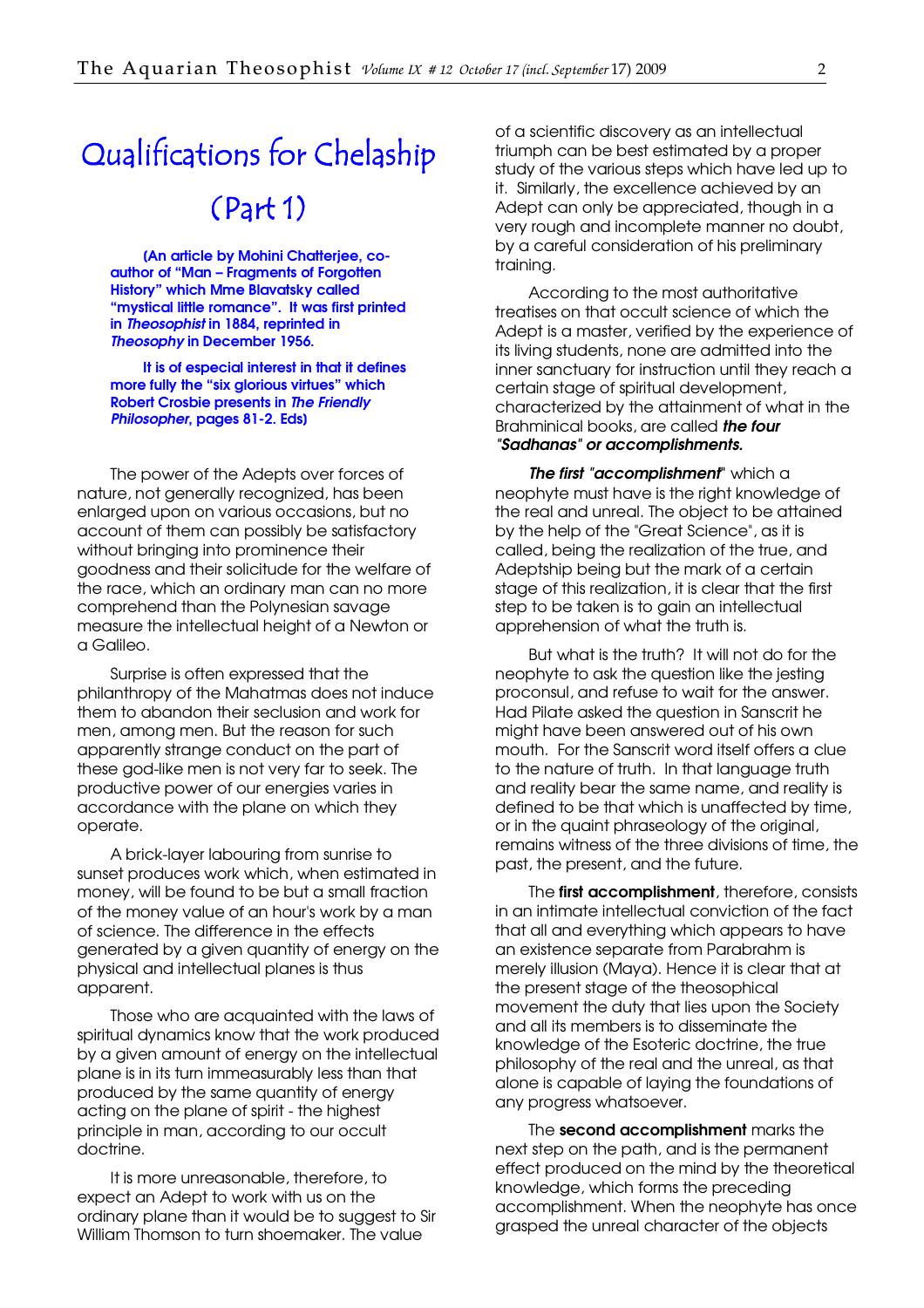# Qualifications for Chelaship

## (Part 1)

**(An article by Mohini Chatterjee, co-author of "Man – Fragments of Forgotten History" which Mme Blavatsky called "mystical little romance". It was first printed in *Theosophist* in 1884, reprinted in *Theosophy* in December 1956.**

**It is of especial interest in that it defines more fully the "six glorious virtues" which Robert Crosbie presents in *The Friendly Philosopher*, pages 81-2. Eds)**

The power of the Adepts over forces of nature, not generally recognized, has been enlarged upon on various occasions, but no account of them can possibly be satisfactory without bringing into prominence their goodness and their solicitude for the welfare of the race, which an ordinary man can no more comprehend than the Polynesian savage measure the intellectual height of a Newton or a Galileo.

Surprise is often expressed that the philanthropy of the Mahatmas does not induce them to abandon their seclusion and work for men, among men. But the reason for such apparently strange conduct on the part of these god-like men is not very far to seek. The productive power of our energies varies in accordance with the plane on which they operate.

A brick-layer labouring from sunrise to sunset produces work which, when estimated in money, will be found to be but a small fraction of the money value of an hour's work by a man of science. The difference in the effects generated by a given quantity of energy on the physical and intellectual planes is thus apparent.

Those who are acquainted with the laws of spiritual dynamics know that the work produced by a given amount of energy on the intellectual plane is in its turn immeasurably less than that produced by the same quantity of energy acting on the plane of spirit - the highest principle in man, according to our occult doctrine.

It is more unreasonable, therefore, to expect an Adept to work with us on the ordinary plane than it would be to suggest to Sir William Thomson to turn shoemaker. The value of a scientific discovery as an intellectual triumph can be best estimated by a proper study of the various steps which have led up to it. Similarly, the excellence achieved by an Adept can only be appreciated, though in a very rough and incomplete manner no doubt, by a careful consideration of his preliminary training.

According to the most authoritative treatises on that occult science of which the Adept is a master, verified by the experience of its living students, none are admitted into the inner sanctuary for instruction until they reach a certain stage of spiritual development, characterized by the attainment of what in the Brahminical books, are called ***the four "Sadhanas" or accomplishments.***

***The first "accomplishment"*** which a neophyte must have is the right knowledge of the real and unreal. The object to be attained by the help of the "Great Science", as it is called, being the realization of the true, and Adeptship being but the mark of a certain stage of this realization, it is clear that the first step to be taken is to gain an intellectual apprehension of what the truth is.

But what is the truth? It will not do for the neophyte to ask the question like the jesting proconsul, and refuse to wait for the answer. Had Pilate asked the question in Sanscrit he might have been answered out of his own mouth. For the Sanscrit word itself offers a clue to the nature of truth. In that language truth and reality bear the same name, and reality is defined to be that which is unaffected by time, or in the quaint phraseology of the original, remains witness of the three divisions of time, the past, the present, and the future.

The **first accomplishment**, therefore, consists in an intimate intellectual conviction of the fact that all and everything which appears to have an existence separate from Parabrahm is merely illusion (Maya). Hence it is clear that at the present stage of the theosophical movement the duty that lies upon the Society and all its members is to disseminate the knowledge of the Esoteric doctrine, the true philosophy of the real and the unreal, as that alone is capable of laying the foundations of any progress whatsoever.

The **second accomplishment** marks the next step on the path, and is the permanent effect produced on the mind by the theoretical knowledge, which forms the preceding accomplishment. When the neophyte has once grasped the unreal character of the objects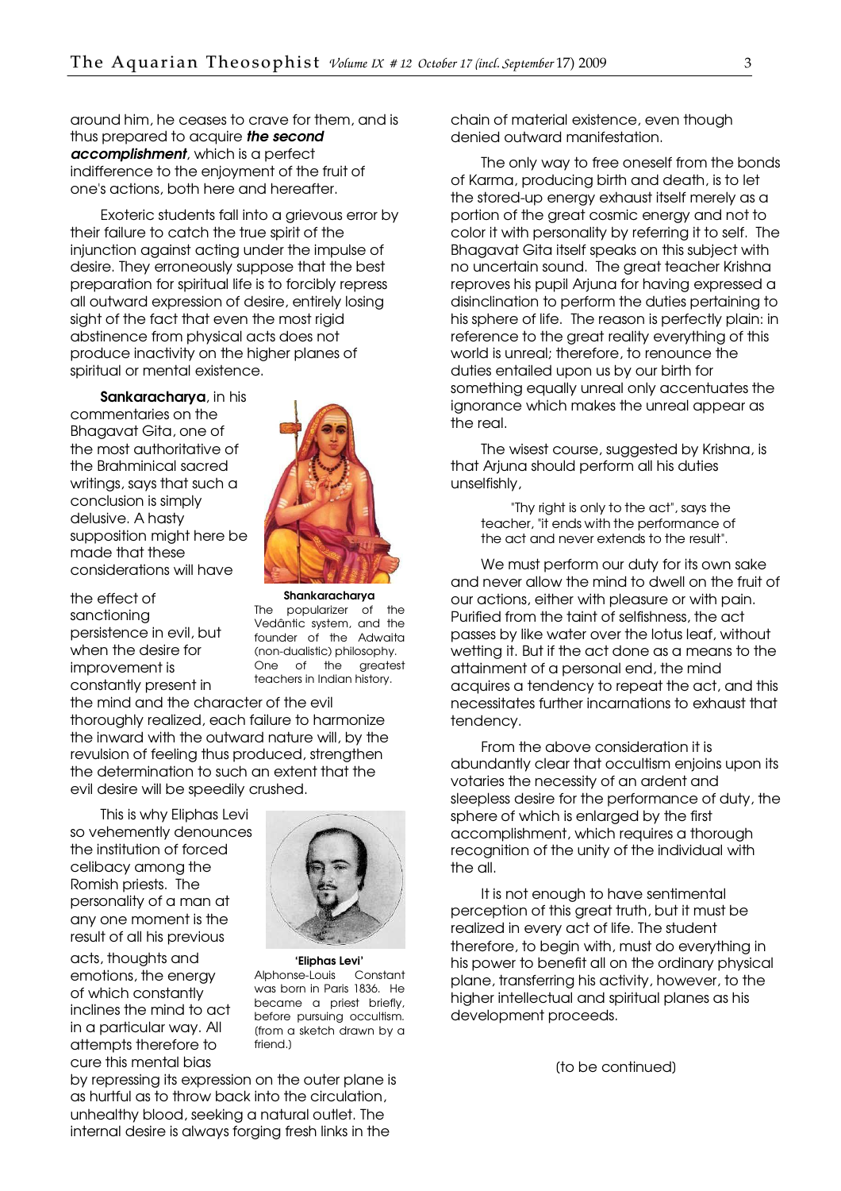around him, he ceases to crave for them, and is thus prepared to acquire ***the second accomplishment***, which is a perfect indifference to the enjoyment of the fruit of one's actions, both here and hereafter.

Exoteric students fall into a grievous error by their failure to catch the true spirit of the injunction against acting under the impulse of desire. They erroneously suppose that the best preparation for spiritual life is to forcibly repress all outward expression of desire, entirely losing sight of the fact that even the most rigid abstinence from physical acts does not produce inactivity on the higher planes of spiritual or mental existence.

**Sankaracharya**, in his commentaries on the Bhagavat Gita, one of the most authoritative of the Brahminical sacred writings, says that such a conclusion is simply delusive. A hasty supposition might here be made that these considerations will have the effect of sanctioning persistence in evil, but when the desire for improvement is constantly present in the mind and the character of the evil thoroughly realized, each failure to harmonize the inward with the outward nature will, by the revulsion of feeling thus produced, strengthen the determination to such an extent that the evil desire will be speedily crushed.

**Shankaracharya**
The popularizer of the Vedântic system, and the founder of the Adwaita (non-dualistic) philosophy. One of the greatest teachers in Indian history.

This is why Eliphas Levi so vehemently denounces the institution of forced celibacy among the Romish priests. The personality of a man at any one moment is the result of all his previous acts, thoughts and emotions, the energy of which constantly inclines the mind to act in a particular way. All attempts therefore to cure this mental bias by repressing its expression on the outer plane is as hurtful as to throw back into the circulation, unhealthy blood, seeking a natural outlet. The internal desire is always forging fresh links in the chain of material existence, even though denied outward manifestation.

**'Eliphas Levi'**
Alphonse-Louis Constant was born in Paris 1836. He became a priest briefly, before pursuing occultism. (from a sketch drawn by a friend.)

The only way to free oneself from the bonds of Karma, producing birth and death, is to let the stored-up energy exhaust itself merely as a portion of the great cosmic energy and not to color it with personality by referring it to self. The Bhagavat Gita itself speaks on this subject with no uncertain sound. The great teacher Krishna reproves his pupil Arjuna for having expressed a disinclination to perform the duties pertaining to his sphere of life. The reason is perfectly plain: in reference to the great reality everything of this world is unreal; therefore, to renounce the duties entailed upon us by our birth for something equally unreal only accentuates the ignorance which makes the unreal appear as the real.

The wisest course, suggested by Krishna, is that Arjuna should perform all his duties unselfishly,

> "Thy right is only to the act", says the teacher, "it ends with the performance of the act and never extends to the result".

We must perform our duty for its own sake and never allow the mind to dwell on the fruit of our actions, either with pleasure or with pain. Purified from the taint of selfishness, the act passes by like water over the lotus leaf, without wetting it. But if the act done as a means to the attainment of a personal end, the mind acquires a tendency to repeat the act, and this necessitates further incarnations to exhaust that tendency.

From the above consideration it is abundantly clear that occultism enjoins upon its votaries the necessity of an ardent and sleepless desire for the performance of duty, the sphere of which is enlarged by the first accomplishment, which requires a thorough recognition of the unity of the individual with the all.

It is not enough to have sentimental perception of this great truth, but it must be realized in every act of life. The student therefore, to begin with, must do everything in his power to benefit all on the ordinary physical plane, transferring his activity, however, to the higher intellectual and spiritual planes as his development proceeds.

(to be continued)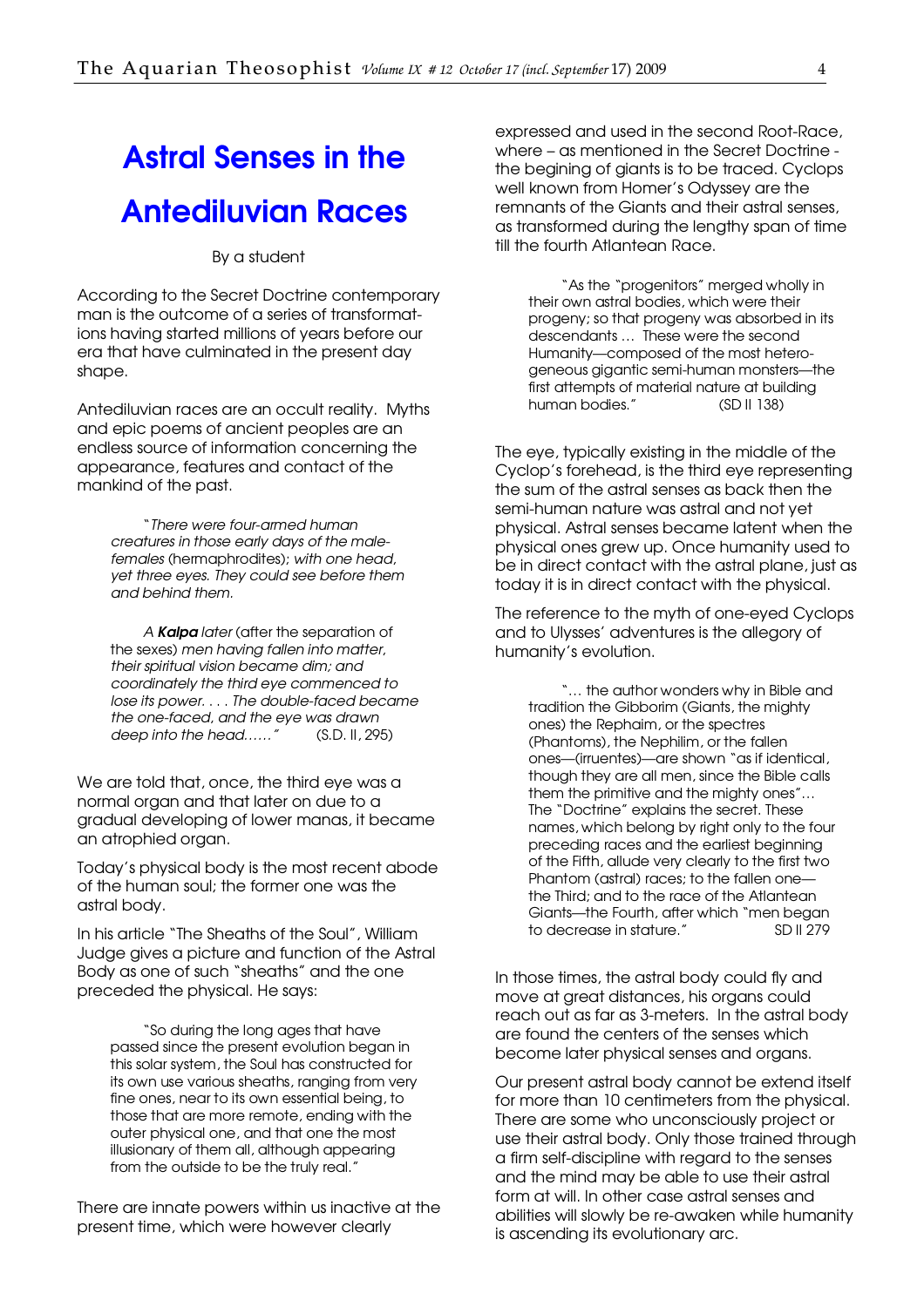# Astral Senses in the Antediluvian Races

By a student

According to the Secret Doctrine contemporary man is the outcome of a series of transformations having started millions of years before our era that have culminated in the present day shape.

Antediluvian races are an occult reality. Myths and epic poems of ancient peoples are an endless source of information concerning the appearance, features and contact of the mankind of the past.

> "*There were four-armed human creatures in those early days of the male-females* (hermaphrodites); *with one head, yet three eyes. They could see before them and behind them.*
>
> *A* ***Kalpa*** *later* (after the separation of the sexes) *men having fallen into matter, their spiritual vision became dim; and coordinately the third eye commenced to lose its power. . . . The double-faced became the one-faced, and the eye was drawn deep into the head……"* (S.D. II, 295)

We are told that, once, the third eye was a normal organ and that later on due to a gradual developing of lower manas, it became an atrophied organ.

Today's physical body is the most recent abode of the human soul; the former one was the astral body.

In his article "The Sheaths of the Soul", William Judge gives a picture and function of the Astral Body as one of such "sheaths" and the one preceded the physical. He says:

> "So during the long ages that have passed since the present evolution began in this solar system, the Soul has constructed for its own use various sheaths, ranging from very fine ones, near to its own essential being, to those that are more remote, ending with the outer physical one, and that one the most illusionary of them all, although appearing from the outside to be the truly real."

There are innate powers within us inactive at the present time, which were however clearly expressed and used in the second Root-Race, where – as mentioned in the Secret Doctrine - the begining of giants is to be traced. Cyclops well known from Homer's Odyssey are the remnants of the Giants and their astral senses, as transformed during the lengthy span of time till the fourth Atlantean Race.

> "As the "progenitors" merged wholly in their own astral bodies, which were their progeny; so that progeny was absorbed in its descendants … These were the second Humanity—composed of the most heterogeneous gigantic semi-human monsters—the first attempts of material nature at building human bodies." (SD II 138)

The eye, typically existing in the middle of the Cyclop's forehead, is the third eye representing the sum of the astral senses as back then the semi-human nature was astral and not yet physical. Astral senses became latent when the physical ones grew up. Once humanity used to be in direct contact with the astral plane, just as today it is in direct contact with the physical.

The reference to the myth of one-eyed Cyclops and to Ulysses' adventures is the allegory of humanity's evolution.

> "… the author wonders why in Bible and tradition the Gibborim (Giants, the mighty ones) the Rephaim, or the spectres (Phantoms), the Nephilim, or the fallen ones—(irruentes)—are shown "as if identical, though they are all men, since the Bible calls them the primitive and the mighty ones"… The "Doctrine" explains the secret. These names, which belong by right only to the four preceding races and the earliest beginning of the Fifth, allude very clearly to the first two Phantom (astral) races; to the fallen one—the Third; and to the race of the Atlantean Giants—the Fourth, after which "men began to decrease in stature." SD II 279

In those times, the astral body could fly and move at great distances, his organs could reach out as far as 3-meters. In the astral body are found the centers of the senses which become later physical senses and organs.

Our present astral body cannot be extend itself for more than 10 centimeters from the physical. There are some who unconsciously project or use their astral body. Only those trained through a firm self-discipline with regard to the senses and the mind may be able to use their astral form at will. In other case astral senses and abilities will slowly be re-awaken while humanity is ascending its evolutionary arc.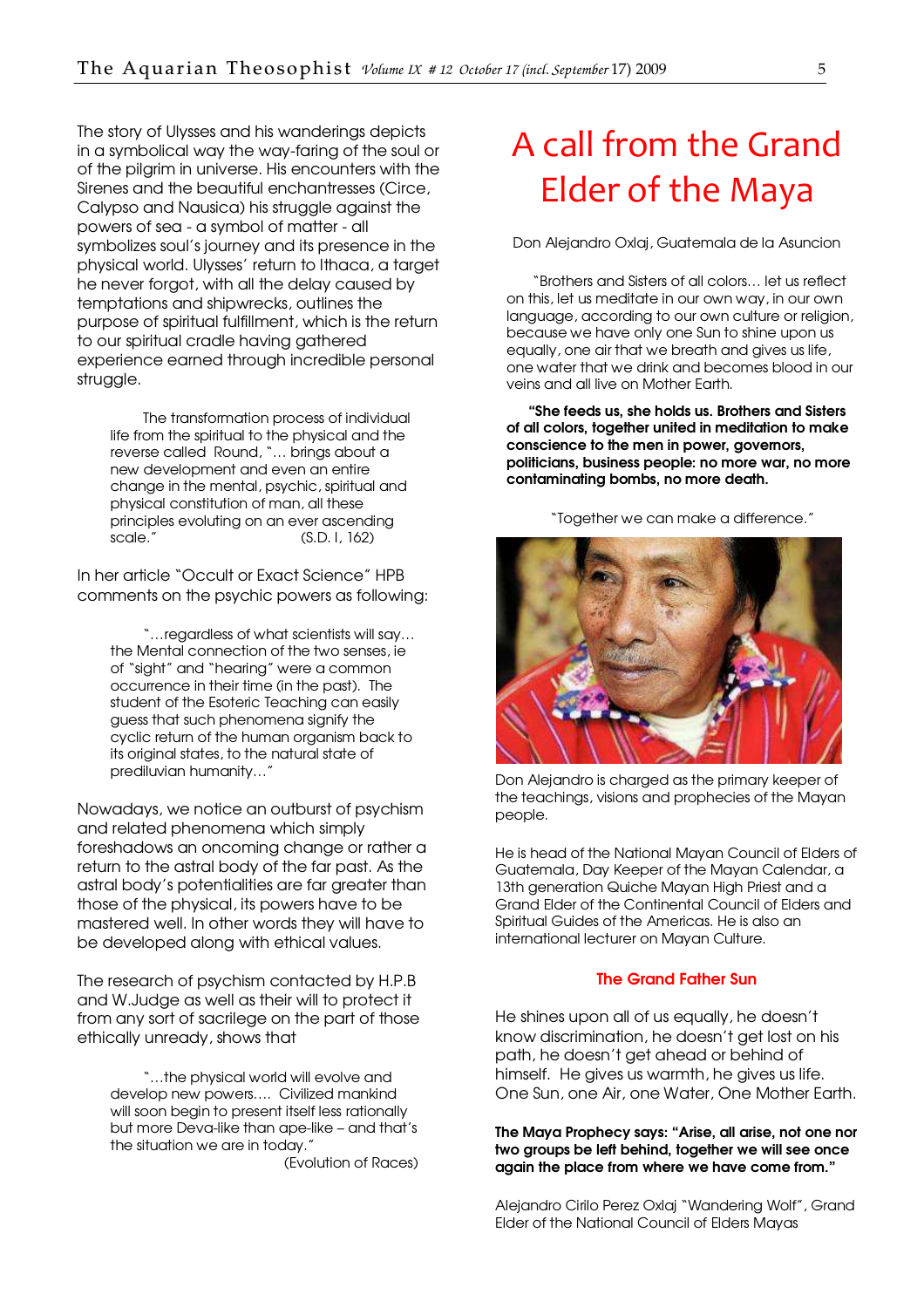The story of Ulysses and his wanderings depicts in a symbolical way the way-faring of the soul or of the pilgrim in universe. His encounters with the Sirenes and the beautiful enchantresses (Circe, Calypso and Nausica) his struggle against the powers of sea - a symbol of matter - all symbolizes soul's journey and its presence in the physical world. Ulysses' return to Ithaca, a target he never forgot, with all the delay caused by temptations and shipwrecks, outlines the purpose of spiritual fulfillment, which is the return to our spiritual cradle having gathered experience earned through incredible personal struggle.

> The transformation process of individual life from the spiritual to the physical and the reverse called Round, "… brings about a new development and even an entire change in the mental, psychic, spiritual and physical constitution of man, all these principles evoluting on an ever ascending scale." (S.D. I, 162)

In her article "Occult or Exact Science" HPB comments on the psychic powers as following:

> "…regardless of what scientists will say… the Mental connection of the two senses, ie of "sight" and "hearing" were a common occurrence in their time (in the past). The student of the Esoteric Teaching can easily guess that such phenomena signify the cyclic return of the human organism back to its original states, to the natural state of prediluvian humanity…"

Nowadays, we notice an outburst of psychism and related phenomena which simply foreshadows an oncoming change or rather a return to the astral body of the far past. As the astral body's potentialities are far greater than those of the physical, its powers have to be mastered well. In other words they will have to be developed along with ethical values.

The research of psychism contacted by H.P.B and W.Judge as well as their will to protect it from any sort of sacrilege on the part of those ethically unready, shows that

> "…the physical world will evolve and develop new powers…. Civilized mankind will soon begin to present itself less rationally but more Deva-like than ape-like – and that's the situation we are in today."
> (Evolution of Races)

# A call from the Grand Elder of the Maya

Don Alejandro Oxlaj, Guatemala de la Asuncion

"Brothers and Sisters of all colors… let us reflect on this, let us meditate in our own way, in our own language, according to our own culture or religion, because we have only one Sun to shine upon us equally, one air that we breath and gives us life, one water that we drink and becomes blood in our veins and all live on Mother Earth.

**"She feeds us, she holds us. Brothers and Sisters of all colors, together united in meditation to make conscience to the men in power, governors, politicians, business people: no more war, no more contaminating bombs, no more death.**

"Together we can make a difference."

Don Alejandro is charged as the primary keeper of the teachings, visions and prophecies of the Mayan people.

He is head of the National Mayan Council of Elders of Guatemala, Day Keeper of the Mayan Calendar, a 13th generation Quiche Mayan High Priest and a Grand Elder of the Continental Council of Elders and Spiritual Guides of the Americas. He is also an international lecturer on Mayan Culture.

### The Grand Father Sun

He shines upon all of us equally, he doesn't know discrimination, he doesn't get lost on his path, he doesn't get ahead or behind of himself. He gives us warmth, he gives us life. One Sun, one Air, one Water, One Mother Earth.

**The Maya Prophecy says: "Arise, all arise, not one nor two groups be left behind, together we will see once again the place from where we have come from."**

Alejandro Cirilo Perez Oxlaj "Wandering Wolf", Grand Elder of the National Council of Elders Mayas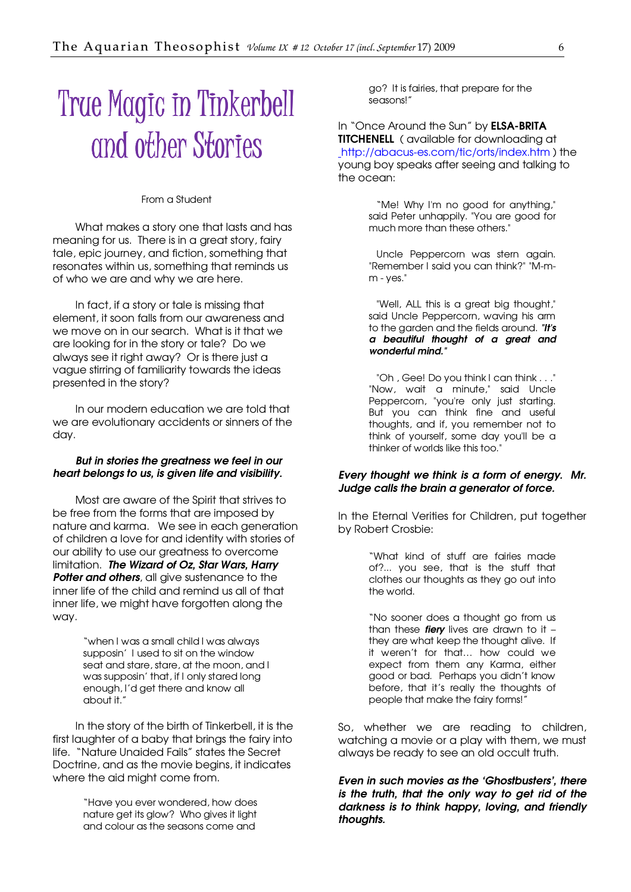# True Magic in Tinkerbell and other Stories

From a Student

What makes a story one that lasts and has meaning for us. There is in a great story, fairy tale, epic journey, and fiction, something that resonates within us, something that reminds us of who we are and why we are here.

In fact, if a story or tale is missing that element, it soon falls from our awareness and we move on in our search. What is it that we are looking for in the story or tale? Do we always see it right away? Or is there just a vague stirring of familiarity towards the ideas presented in the story?

In our modern education we are told that we are evolutionary accidents or sinners of the day.

***But in stories the greatness we feel in our heart belongs to us, is given life and visibility.***

Most are aware of the Spirit that strives to be free from the forms that are imposed by nature and karma. We see in each generation of children a love for and identity with stories of our ability to use our greatness to overcome limitation. ***The Wizard of Oz, Star Wars, Harry Potter and others***, all give sustenance to the inner life of the child and remind us all of that inner life, we might have forgotten along the way.

> "when I was a small child I was always supposin' I used to sit on the window seat and stare, stare, at the moon, and I was supposin' that, if I only stared long enough, I'd get there and know all about it."

In the story of the birth of Tinkerbell, it is the first laughter of a baby that brings the fairy into life. "Nature Unaided Fails" states the Secret Doctrine, and as the movie begins, it indicates where the aid might come from.

> "Have you ever wondered, how does nature get its glow? Who gives it light and colour as the seasons come and go? It is fairies, that prepare for the seasons!"

In "Once Around the Sun" by **ELSA-BRITA TITCHENELL** ( available for downloading at http://abacus-es.com/tic/orts/index.htm ) the young boy speaks after seeing and talking to the ocean:

> "Me! Why I'm no good for anything," said Peter unhappily. "You are good for much more than these others."
>
> Uncle Peppercorn was stern again. "Remember I said you can think?" "M-m-m - yes."
>
> "Well, ALL this is a great big thought," said Uncle Peppercorn, waving his arm to the garden and the fields around. ***"It's a beautiful thought of a great and wonderful mind."***
>
> "Oh , Gee! Do you think I can think . . ." "Now, wait a minute," said Uncle Peppercorn, "you're only just starting. But you can think fine and useful thoughts, and if, you remember not to think of yourself, some day you'll be a thinker of worlds like this too."

***Every thought we think is a form of energy. Mr. Judge calls the brain a generator of force.***

In the Eternal Verities for Children, put together by Robert Crosbie:

> "What kind of stuff are fairies made of?... you see, that is the stuff that clothes our thoughts as they go out into the world.
>
> "No sooner does a thought go from us than these ***fiery*** lives are drawn to it – they are what keep the thought alive. If it weren't for that... how could we expect from them any Karma, either good or bad. Perhaps you didn't know before, that it's really the thoughts of people that make the fairy forms!"

So, whether we are reading to children, watching a movie or a play with them, we must always be ready to see an old occult truth.

***Even in such movies as the 'Ghostbusters', there is the truth, that the only way to get rid of the darkness is to think happy, loving, and friendly thoughts.***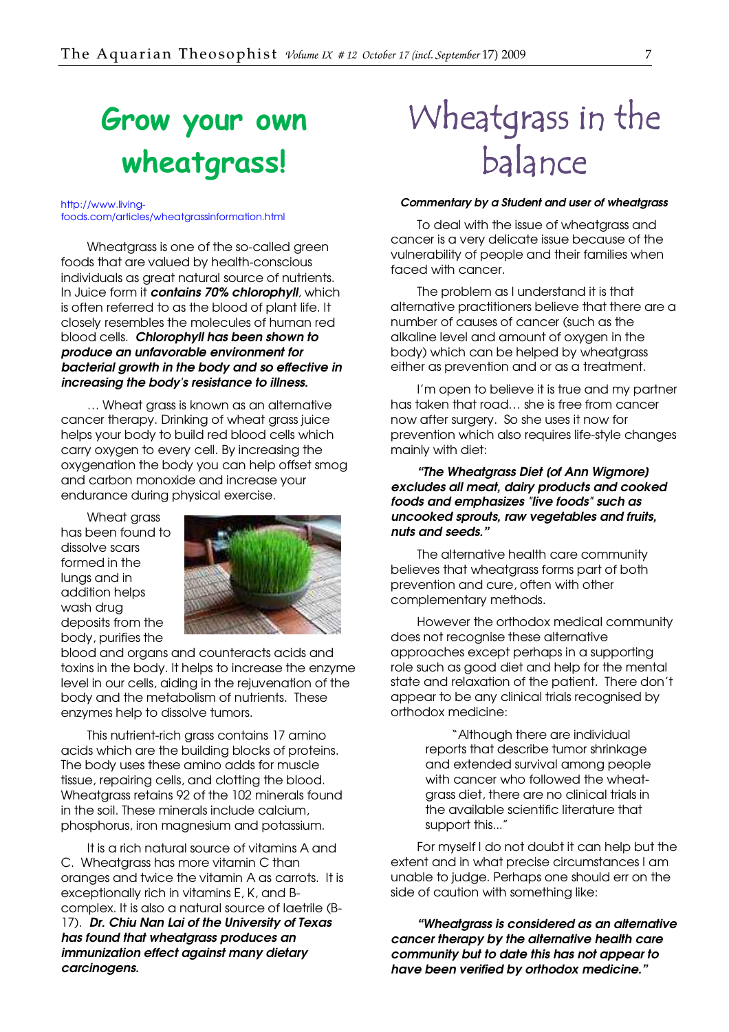# Grow your own wheatgrass!

http://www.living-foods.com/articles/wheatgrassinformation.html

Wheatgrass is one of the so-called green foods that are valued by health-conscious individuals as great natural source of nutrients. In Juice form it ***contains 70% chlorophyll***, which is often referred to as the blood of plant life. It closely resembles the molecules of human red blood cells. ***Chlorophyll has been shown to produce an unfavorable environment for bacterial growth in the body and so effective in increasing the body's resistance to illness.***

… Wheat grass is known as an alternative cancer therapy. Drinking of wheat grass juice helps your body to build red blood cells which carry oxygen to every cell. By increasing the oxygenation the body you can help offset smog and carbon monoxide and increase your endurance during physical exercise.

Wheat grass has been found to dissolve scars formed in the lungs and in addition helps wash drug deposits from the body, purifies the blood and organs and counteracts acids and toxins in the body. It helps to increase the enzyme level in our cells, aiding in the rejuvenation of the body and the metabolism of nutrients. These enzymes help to dissolve tumors.

This nutrient-rich grass contains 17 amino acids which are the building blocks of proteins. The body uses these amino adds for muscle tissue, repairing cells, and clotting the blood. Wheatgrass retains 92 of the 102 minerals found in the soil. These minerals include calcium, phosphorus, iron magnesium and potassium.

It is a rich natural source of vitamins A and C. Wheatgrass has more vitamin C than oranges and twice the vitamin A as carrots. It is exceptionally rich in vitamins E, K, and B-complex. It is also a natural source of laetrile (B-17). ***Dr. Chiu Nan Lai of the University of Texas has found that wheatgrass produces an immunization effect against many dietary carcinogens.***

# Wheatgrass in the balance

***Commentary by a Student and user of wheatgrass***

To deal with the issue of wheatgrass and cancer is a very delicate issue because of the vulnerability of people and their families when faced with cancer.

The problem as I understand it is that alternative practitioners believe that there are a number of causes of cancer (such as the alkaline level and amount of oxygen in the body) which can be helped by wheatgrass either as prevention and or as a treatment.

I'm open to believe it is true and my partner has taken that road… she is free from cancer now after surgery. So she uses it now for prevention which also requires life-style changes mainly with diet:

***"The Wheatgrass Diet (of Ann Wigmore) excludes all meat, dairy products and cooked foods and emphasizes "live foods" such as uncooked sprouts, raw vegetables and fruits, nuts and seeds."***

The alternative health care community believes that wheatgrass forms part of both prevention and cure, often with other complementary methods.

However the orthodox medical community does not recognise these alternative approaches except perhaps in a supporting role such as good diet and help for the mental state and relaxation of the patient. There don't appear to be any clinical trials recognised by orthodox medicine:

> "Although there are individual reports that describe tumor shrinkage and extended survival among people with cancer who followed the wheat-grass diet, there are no clinical trials in the available scientific literature that support this..."

For myself I do not doubt it can help but the extent and in what precise circumstances I am unable to judge. Perhaps one should err on the side of caution with something like:

***"Wheatgrass is considered as an alternative cancer therapy by the alternative health care community but to date this has not appear to have been verified by orthodox medicine."***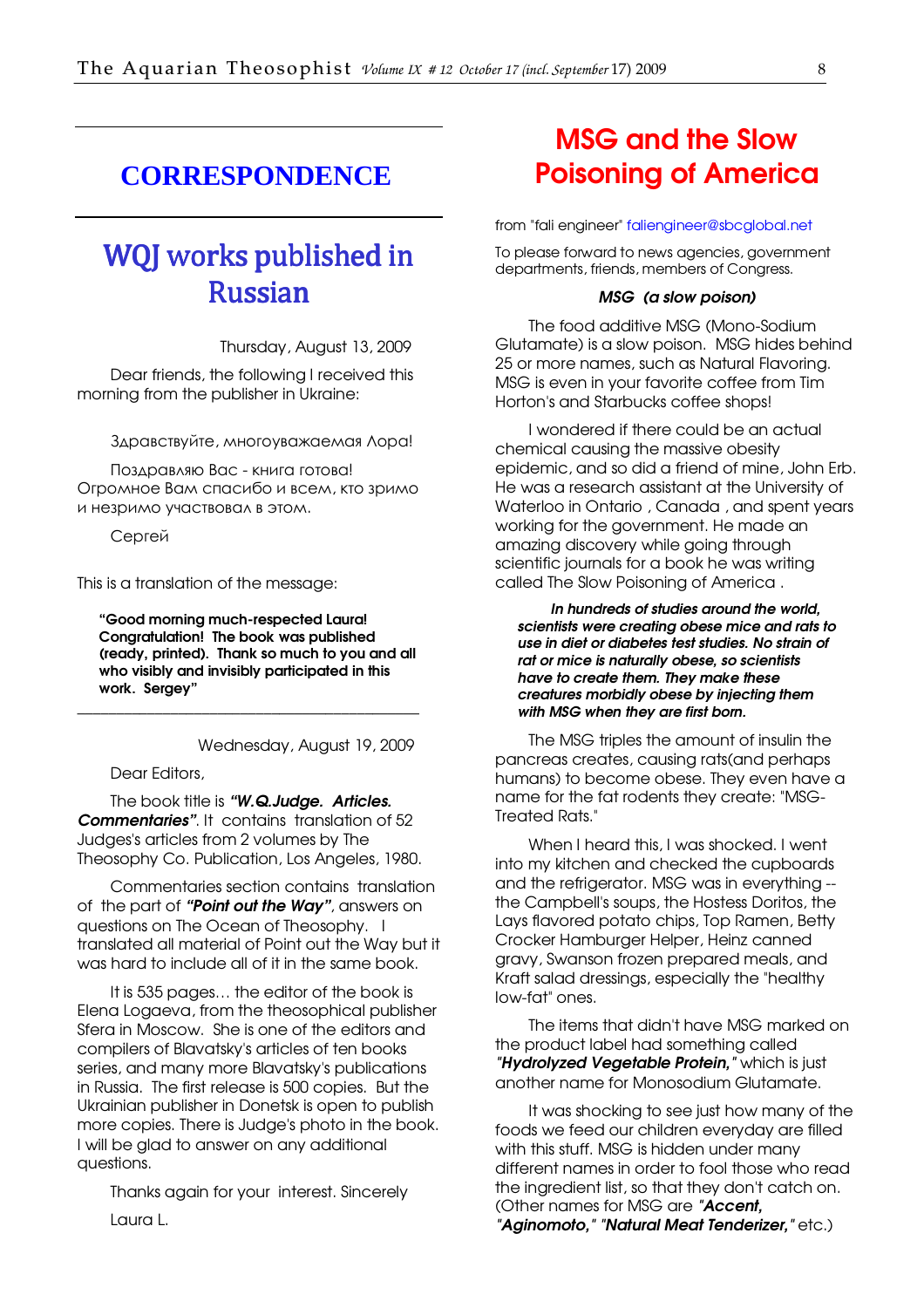## CORRESPONDENCE

# WQJ works published in Russian

Thursday, August 13, 2009

Dear friends, the following I received this morning from the publisher in Ukraine:

Здравствуйте, многоуважаемая Лора!

Поздравляю Вас - книга готова! Огромное Вам спасибо и всем, кто зримо и незримо участвовал в этом.

Сергей

This is a translation of the message:

**"Good morning much-respected Laura! Congratulation! The book was published (ready, printed). Thank so much to you and all who visibly and invisibly participated in this work. Sergey"**

---

Wednesday, August 19, 2009

Dear Editors,

The book title is ***"W.Q.Judge. Articles. Commentaries"***. It contains translation of 52 Judges's articles from 2 volumes by The Theosophy Co. Publication, Los Angeles, 1980.

Commentaries section contains translation of the part of ***"Point out the Way"***, answers on questions on The Ocean of Theosophy. I translated all material of Point out the Way but it was hard to include all of it in the same book.

It is 535 pages… the editor of the book is Elena Logaeva, from the theosophical publisher Sfera in Moscow. She is one of the editors and compilers of Blavatsky's articles of ten books series, and many more Blavatsky's publications in Russia. The first release is 500 copies. But the Ukrainian publisher in Donetsk is open to publish more copies. There is Judge's photo in the book. I will be glad to answer on any additional questions.

Thanks again for your interest. Sincerely

Laura L.

# MSG and the Slow Poisoning of America

from "fali engineer" faliengineer@sbcglobal.net

To please forward to news agencies, government departments, friends, members of Congress.

***MSG (a slow poison)***

The food additive MSG (Mono-Sodium Glutamate) is a slow poison. MSG hides behind 25 or more names, such as Natural Flavoring. MSG is even in your favorite coffee from Tim Horton's and Starbucks coffee shops!

I wondered if there could be an actual chemical causing the massive obesity epidemic, and so did a friend of mine, John Erb. He was a research assistant at the University of Waterloo in Ontario , Canada , and spent years working for the government. He made an amazing discovery while going through scientific journals for a book he was writing called The Slow Poisoning of America .

> ***In hundreds of studies around the world, scientists were creating obese mice and rats to use in diet or diabetes test studies. No strain of rat or mice is naturally obese, so scientists have to create them. They make these creatures morbidly obese by injecting them with MSG when they are first born.***

The MSG triples the amount of insulin the pancreas creates, causing rats(and perhaps humans) to become obese. They even have a name for the fat rodents they create: "MSG-Treated Rats."

When I heard this, I was shocked. I went into my kitchen and checked the cupboards and the refrigerator. MSG was in everything -- the Campbell's soups, the Hostess Doritos, the Lays flavored potato chips, Top Ramen, Betty Crocker Hamburger Helper, Heinz canned gravy, Swanson frozen prepared meals, and Kraft salad dressings, especially the "healthy low-fat" ones.

The items that didn't have MSG marked on the product label had something called ***"Hydrolyzed Vegetable Protein,"*** which is just another name for Monosodium Glutamate.

It was shocking to see just how many of the foods we feed our children everyday are filled with this stuff. MSG is hidden under many different names in order to fool those who read the ingredient list, so that they don't catch on. (Other names for MSG are ***"Accent, "Aginomoto," "Natural Meat Tenderizer,"*** etc.)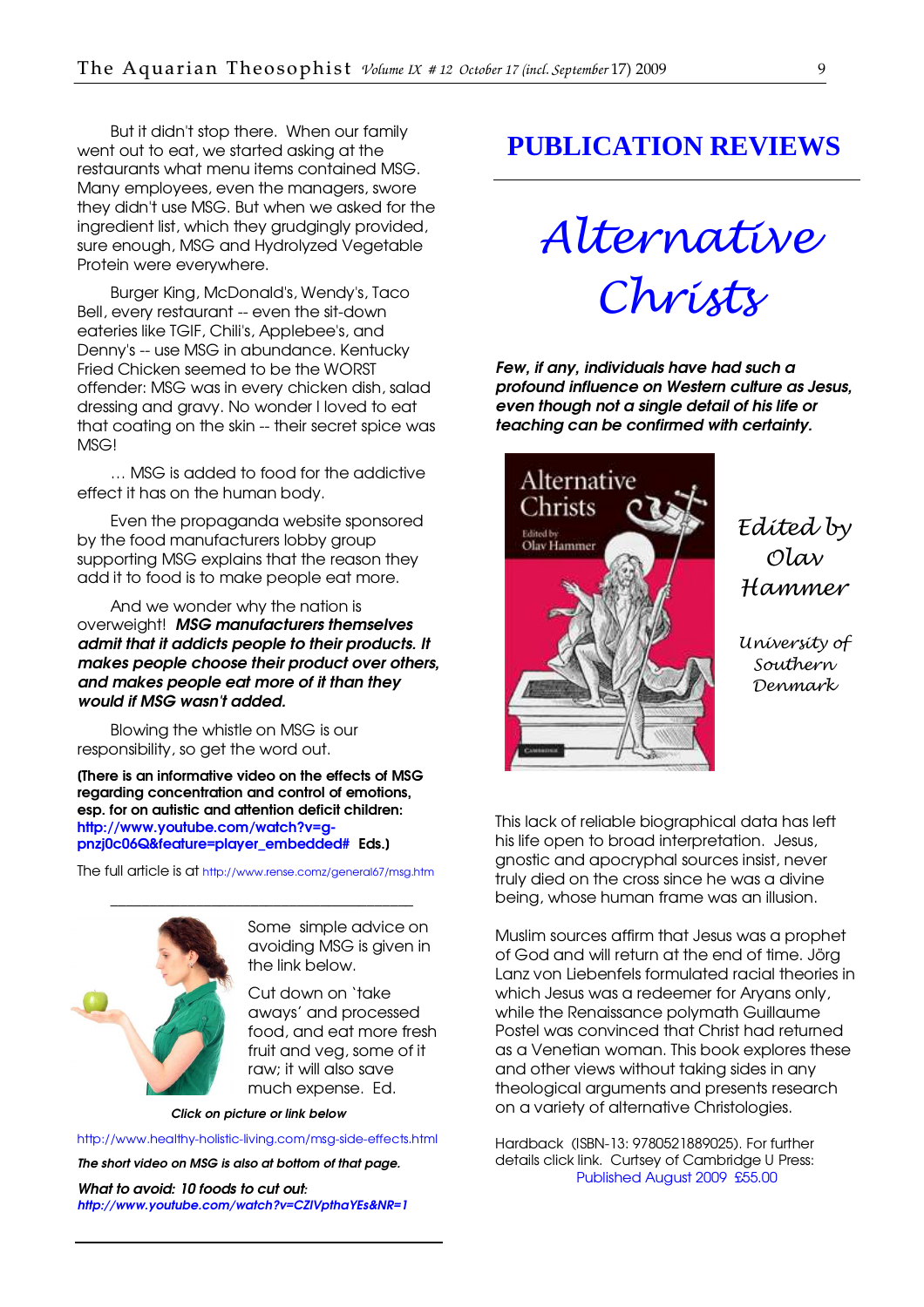But it didn't stop there. When our family went out to eat, we started asking at the restaurants what menu items contained MSG. Many employees, even the managers, swore they didn't use MSG. But when we asked for the ingredient list, which they grudgingly provided, sure enough, MSG and Hydrolyzed Vegetable Protein were everywhere.

Burger King, McDonald's, Wendy's, Taco Bell, every restaurant -- even the sit-down eateries like TGIF, Chili's, Applebee's, and Denny's -- use MSG in abundance. Kentucky Fried Chicken seemed to be the WORST offender: MSG was in every chicken dish, salad dressing and gravy. No wonder I loved to eat that coating on the skin -- their secret spice was MSG!

… MSG is added to food for the addictive effect it has on the human body.

Even the propaganda website sponsored by the food manufacturers lobby group supporting MSG explains that the reason they add it to food is to make people eat more.

And we wonder why the nation is overweight! ***MSG manufacturers themselves admit that it addicts people to their products. It makes people choose their product over others, and makes people eat more of it than they would if MSG wasn't added.***

Blowing the whistle on MSG is our responsibility, so get the word out.

**(There is an informative video on the effects of MSG regarding concentration and control of emotions, esp. for on autistic and attention deficit children: http://www.youtube.com/watch?v=g-pnzj0c06Q&feature=player_embedded# Eds.)**

The full article is at http://www.rense.comz/general67/msg.htm

---

Some simple advice on avoiding MSG is given in the link below.

Cut down on 'take aways' and processed food, and eat more fresh fruit and veg, some of it raw; it will also save much expense. Ed.

***Click on picture or link below***

http://www.healthy-holistic-living.com/msg-side-effects.html

***The short video on MSG is also at bottom of that page.***

***What to avoid: 10 foods to cut out:***
***http://www.youtube.com/watch?v=CZIVpthaYEs&NR=1***

# PUBLICATION REVIEWS

## *Alternative Christs*

***Few, if any, individuals have had such a profound influence on Western culture as Jesus, even though not a single detail of his life or teaching can be confirmed with certainty.***

*Edited by Olav Hammer*

*University of Southern Denmark*

This lack of reliable biographical data has left his life open to broad interpretation. Jesus, gnostic and apocryphal sources insist, never truly died on the cross since he was a divine being, whose human frame was an illusion.

Muslim sources affirm that Jesus was a prophet of God and will return at the end of time. Jörg Lanz von Liebenfels formulated racial theories in which Jesus was a redeemer for Aryans only, while the Renaissance polymath Guillaume Postel was convinced that Christ had returned as a Venetian woman. This book explores these and other views without taking sides in any theological arguments and presents research on a variety of alternative Christologies.

Hardback (ISBN-13: 9780521889025). For further details click link. Curtsey of Cambridge U Press: Published August 2009 £55.00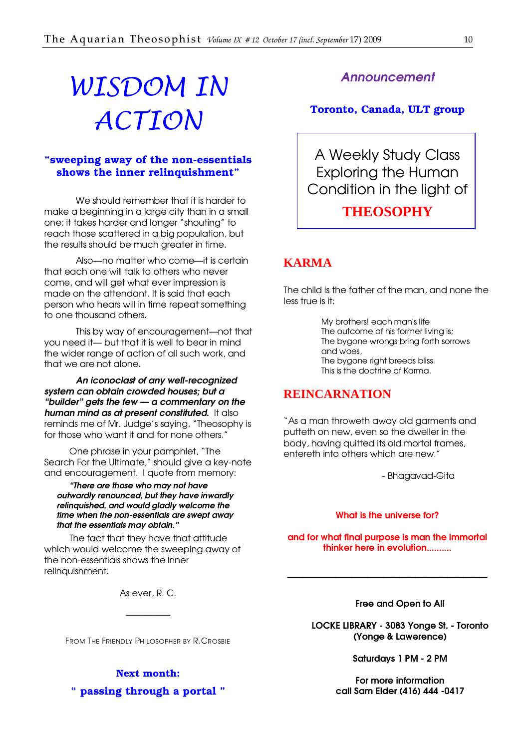# WISDOM IN ACTION

### "sweeping away of the non-essentials shows the inner relinquishment"

We should remember that it is harder to make a beginning in a large city than in a small one; it takes harder and longer "shouting" to reach those scattered in a big population, but the results should be much greater in time.

Also—no matter who come—it is certain that each one will talk to others who never come, and will get what ever impression is made on the attendant. It is said that each person who hears will in time repeat something to one thousand others.

This by way of encouragement—not that you need it— but that it is well to bear in mind the wider range of action of all such work, and that we are not alone.

***An iconoclast of any well-recognized system can obtain crowded houses; but a "builder" gets the few — a commentary on the human mind as at present constituted.*** It also reminds me of Mr. Judge's saying, "Theosophy is for those who want it and for none others."

One phrase in your pamphlet, "The Search For the Ultimate," should give a key-note and encouragement. I quote from memory:

> ***"There are those who may not have outwardly renounced, but they have inwardly relinquished, and would gladly welcome the time when the non-essentials are swept away that the essentials may obtain."***

The fact that they have that attitude which would welcome the sweeping away of the non-essentials shows the inner relinquishment.

As ever, R. C.

---

FROM THE FRIENDLY PHILOSOPHER BY R.CROSBIE

**Next month:**

**" passing through a portal "**

## *Announcement*

**Toronto, Canada, ULT group**

A Weekly Study Class Exploring the Human Condition in the light of

**THEOSOPHY**

## KARMA

The child is the father of the man, and none the less true is it:

> My brothers! each man's life
> The outcome of his former living is;
> The bygone wrongs bring forth sorrows and woes,
> The bygone right breeds bliss.
> This is the doctrine of Karma.

## REINCARNATION

"As a man throweth away old garments and putteth on new, even so the dweller in the body, having quitted its old mortal frames, entereth into others which are new."

- Bhagavad-Gita

What is the universe for?

and for what final purpose is man the immortal thinker here in evolution..........

---

**Free and Open to All**

**LOCKE LIBRARY - 3083 Yonge St. - Toronto (Yonge & Lawerence)**

**Saturdays 1 PM - 2 PM**

**For more information call Sam Elder (416) 444 -0417**